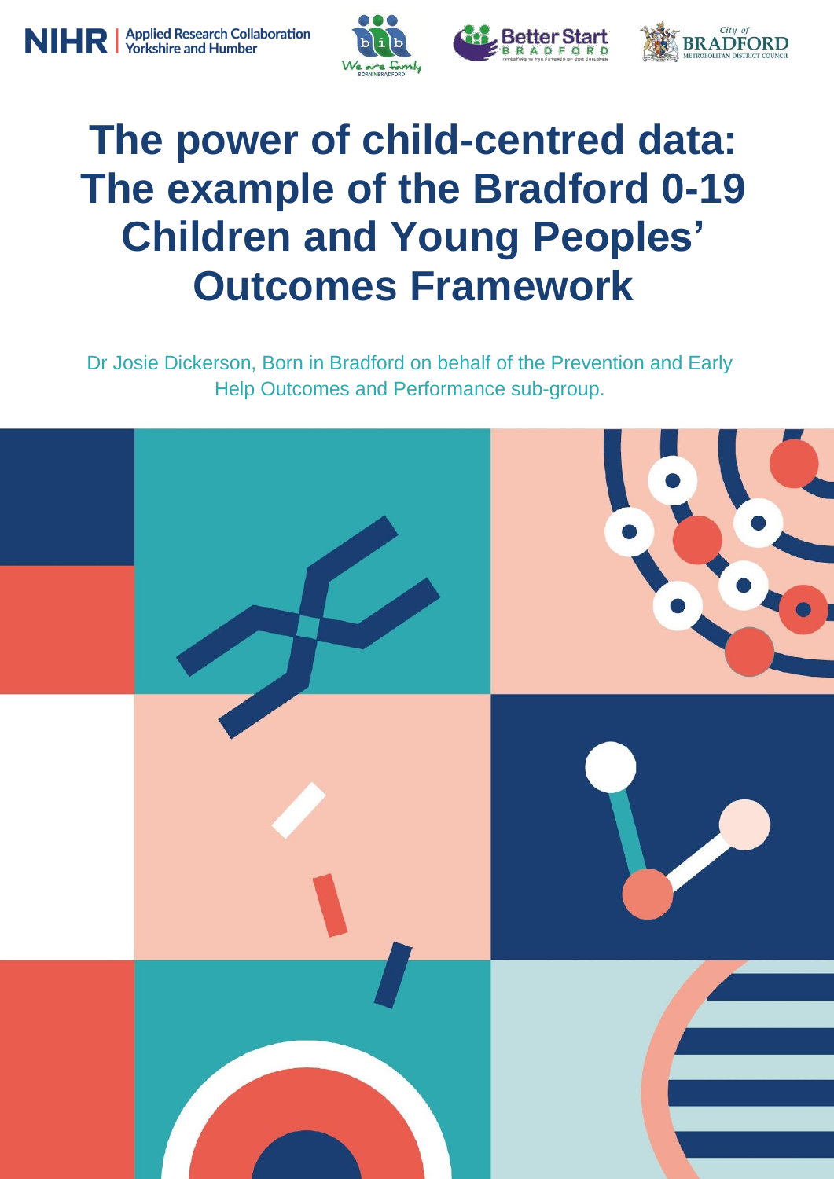# The power of child-centred data: The example of the Bradford 0-19 Children and Young Peoples' Outcomes Framework

Dr Josie Dickerson, Born in Bradford on behalf of the Prevention and Early Help Outcomes and Performance sub-group.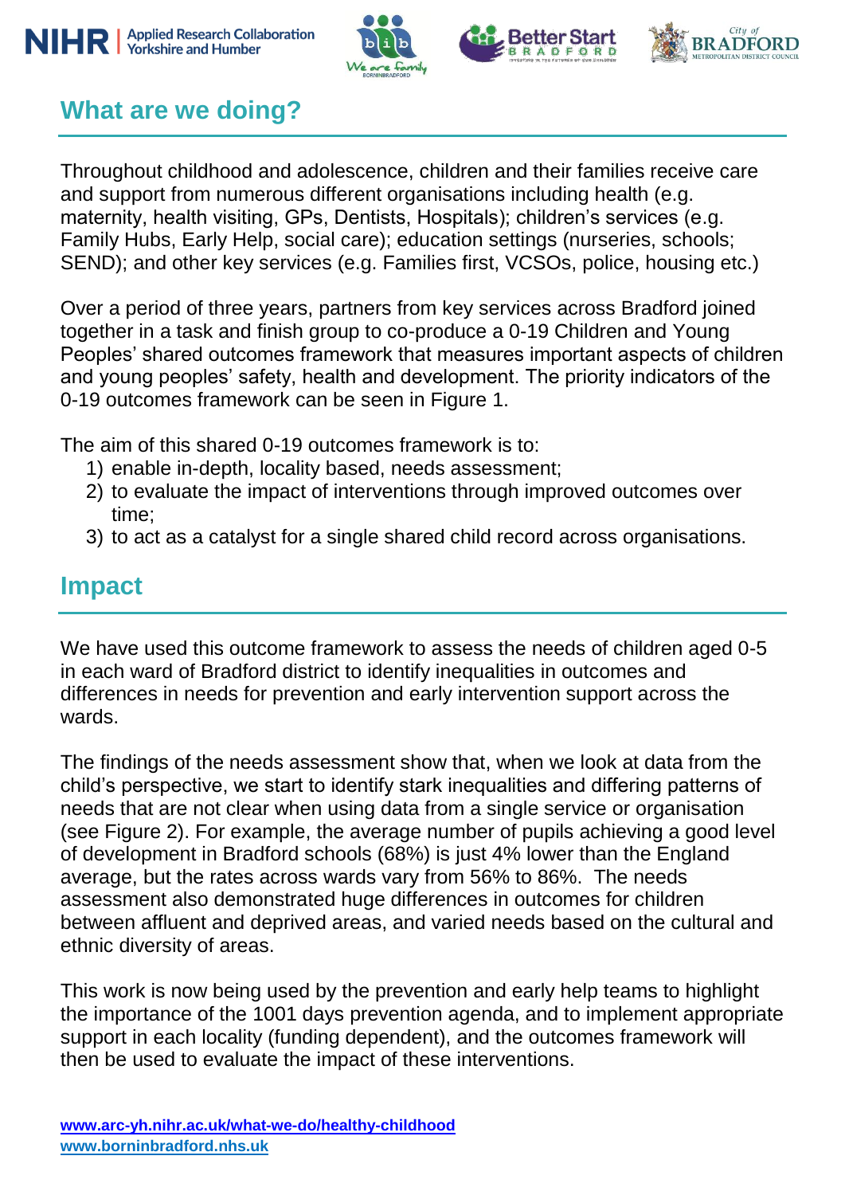## What are we doing?

Throughout childhood and adolescence, children and their families receive care and support from numerous different organisations including health (e.g. maternity, health visiting, GPs, Dentists, Hospitals); children's services (e.g. Family Hubs, Early Help, social care); education settings (nurseries, schools; SEND); and other key services (e.g. Families first, VCSOs, police, housing etc.)

Over a period of three years, partners from key services across Bradford joined together in a task and finish group to co-produce a 0-19 Children and Young Peoples' shared outcomes framework that measures important aspects of children and young peoples' safety, health and development. The priority indicators of the 0-19 outcomes framework can be seen in Figure 1.

The aim of this shared 0-19 outcomes framework is to:

1) enable in-depth, locality based, needs assessment;
2) to evaluate the impact of interventions through improved outcomes over time;
3) to act as a catalyst for a single shared child record across organisations.

## Impact

We have used this outcome framework to assess the needs of children aged 0-5 in each ward of Bradford district to identify inequalities in outcomes and differences in needs for prevention and early intervention support across the wards.

The findings of the needs assessment show that, when we look at data from the child's perspective, we start to identify stark inequalities and differing patterns of needs that are not clear when using data from a single service or organisation (see Figure 2). For example, the average number of pupils achieving a good level of development in Bradford schools (68%) is just 4% lower than the England average, but the rates across wards vary from 56% to 86%. The needs assessment also demonstrated huge differences in outcomes for children between affluent and deprived areas, and varied needs based on the cultural and ethnic diversity of areas.

This work is now being used by the prevention and early help teams to highlight the importance of the 1001 days prevention agenda, and to implement appropriate support in each locality (funding dependent), and the outcomes framework will then be used to evaluate the impact of these interventions.

www.arc-yh.nihr.ac.uk/what-we-do/healthy-childhood
www.borninbradford.nhs.uk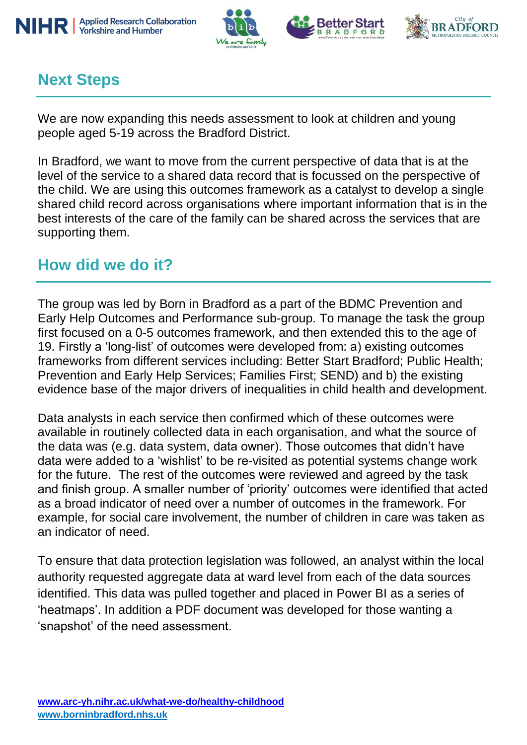## Next Steps

We are now expanding this needs assessment to look at children and young people aged 5-19 across the Bradford District.

In Bradford, we want to move from the current perspective of data that is at the level of the service to a shared data record that is focussed on the perspective of the child. We are using this outcomes framework as a catalyst to develop a single shared child record across organisations where important information that is in the best interests of the care of the family can be shared across the services that are supporting them.

## How did we do it?

The group was led by Born in Bradford as a part of the BDMC Prevention and Early Help Outcomes and Performance sub-group. To manage the task the group first focused on a 0-5 outcomes framework, and then extended this to the age of 19. Firstly a 'long-list' of outcomes were developed from: a) existing outcomes frameworks from different services including: Better Start Bradford; Public Health; Prevention and Early Help Services; Families First; SEND) and b) the existing evidence base of the major drivers of inequalities in child health and development.

Data analysts in each service then confirmed which of these outcomes were available in routinely collected data in each organisation, and what the source of the data was (e.g. data system, data owner). Those outcomes that didn't have data were added to a 'wishlist' to be re-visited as potential systems change work for the future. The rest of the outcomes were reviewed and agreed by the task and finish group. A smaller number of 'priority' outcomes were identified that acted as a broad indicator of need over a number of outcomes in the framework. For example, for social care involvement, the number of children in care was taken as an indicator of need.

To ensure that data protection legislation was followed, an analyst within the local authority requested aggregate data at ward level from each of the data sources identified. This data was pulled together and placed in Power BI as a series of 'heatmaps'. In addition a PDF document was developed for those wanting a 'snapshot' of the need assessment.

**www.arc-yh.nihr.ac.uk/what-we-do/healthy-childhood**
**www.borninbradford.nhs.uk**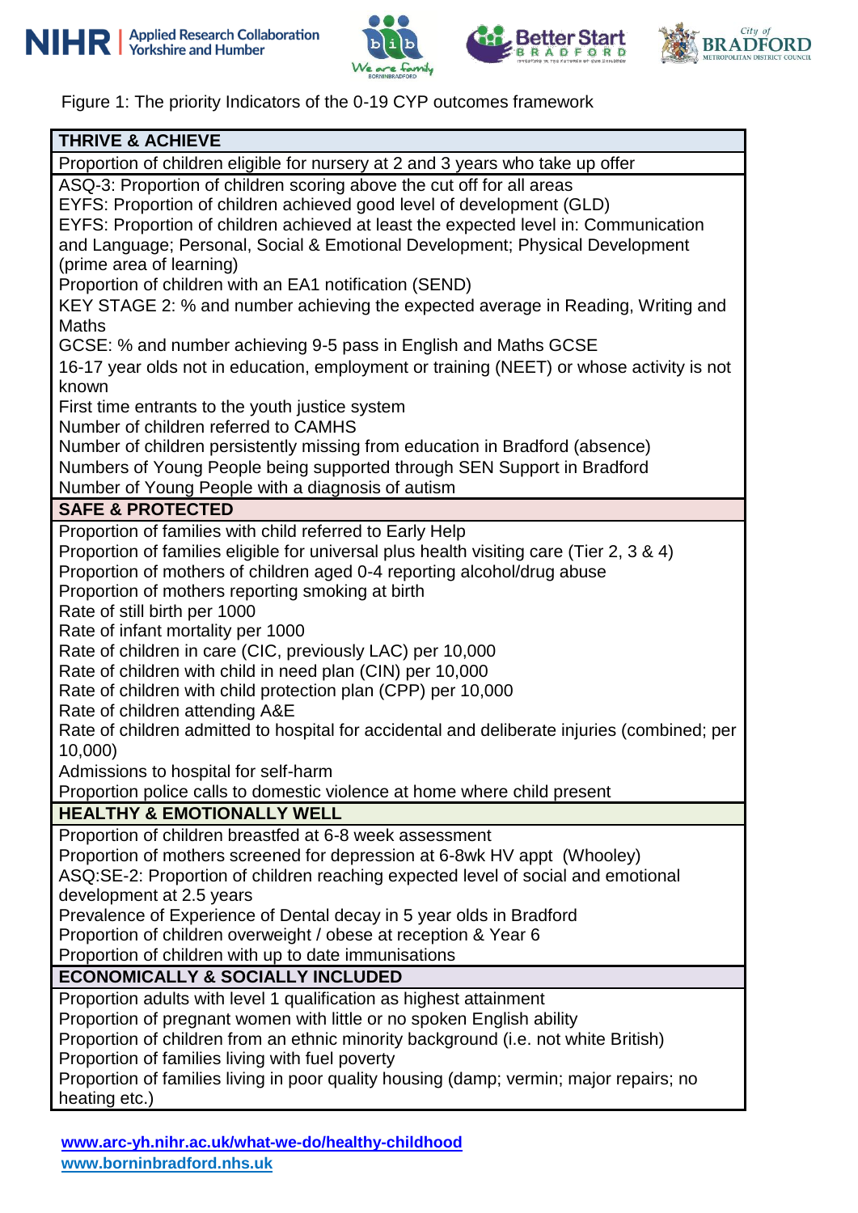Figure 1: The priority Indicators of the 0-19 CYP outcomes framework

| THRIVE & ACHIEVE |
|---|
| Proportion of children eligible for nursery at 2 and 3 years who take up offer |
| ASQ-3: Proportion of children scoring above the cut off for all areas<br>EYFS: Proportion of children achieved good level of development (GLD)<br>EYFS: Proportion of children achieved at least the expected level in: Communication and Language; Personal, Social & Emotional Development; Physical Development (prime area of learning)<br>Proportion of children with an EA1 notification (SEND)<br>KEY STAGE 2: % and number achieving the expected average in Reading, Writing and Maths<br>GCSE: % and number achieving 9-5 pass in English and Maths GCSE<br>16-17 year olds not in education, employment or training (NEET) or whose activity is not known<br>First time entrants to the youth justice system<br>Number of children referred to CAMHS<br>Number of children persistently missing from education in Bradford (absence)<br>Numbers of Young People being supported through SEN Support in Bradford<br>Number of Young People with a diagnosis of autism |
| **SAFE & PROTECTED** |
| Proportion of families with child referred to Early Help<br>Proportion of families eligible for universal plus health visiting care (Tier 2, 3 & 4)<br>Proportion of mothers of children aged 0-4 reporting alcohol/drug abuse<br>Proportion of mothers reporting smoking at birth<br>Rate of still birth per 1000<br>Rate of infant mortality per 1000<br>Rate of children in care (CIC, previously LAC) per 10,000<br>Rate of children with child in need plan (CIN) per 10,000<br>Rate of children with child protection plan (CPP) per 10,000<br>Rate of children attending A&E<br>Rate of children admitted to hospital for accidental and deliberate injuries (combined; per 10,000)<br>Admissions to hospital for self-harm<br>Proportion police calls to domestic violence at home where child present |
| **HEALTHY & EMOTIONALLY WELL** |
| Proportion of children breastfed at 6-8 week assessment<br>Proportion of mothers screened for depression at 6-8wk HV appt (Whooley)<br>ASQ:SE-2: Proportion of children reaching expected level of social and emotional development at 2.5 years<br>Prevalence of Experience of Dental decay in 5 year olds in Bradford<br>Proportion of children overweight / obese at reception & Year 6<br>Proportion of children with up to date immunisations |
| **ECONOMICALLY & SOCIALLY INCLUDED** |
| Proportion adults with level 1 qualification as highest attainment<br>Proportion of pregnant women with little or no spoken English ability<br>Proportion of children from an ethnic minority background (i.e. not white British)<br>Proportion of families living with fuel poverty<br>Proportion of families living in poor quality housing (damp; vermin; major repairs; no heating etc.) |

**www.arc-yh.nihr.ac.uk/what-we-do/healthy-childhood**
**www.borninbradford.nhs.uk**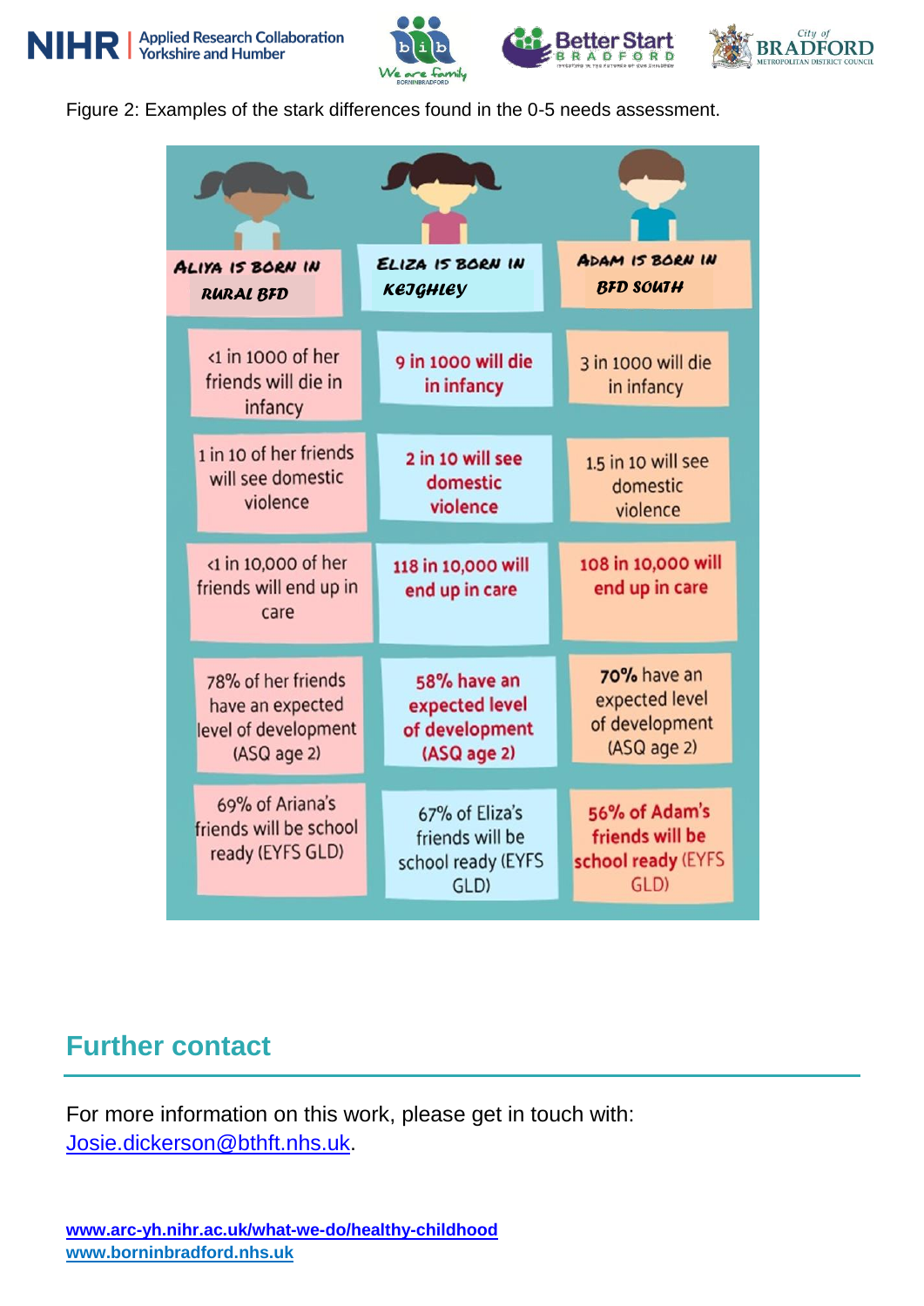Figure 2: Examples of the stark differences found in the 0-5 needs assessment.

| Aliya is born in Rural BFD | Eliza is born in Keighley | Adam is born in BFD South |
|---|---|---|
| <1 in 1000 of her friends will die in infancy | 9 in 1000 will die in infancy | 3 in 1000 will die in infancy |
| 1 in 10 of her friends will see domestic violence | 2 in 10 will see domestic violence | 1.5 in 10 will see domestic violence |
| <1 in 10,000 of her friends will end up in care | 118 in 10,000 will end up in care | 108 in 10,000 will end up in care |
| 78% of her friends have an expected level of development (ASQ age 2) | 58% have an expected level of development (ASQ age 2) | 70% have an expected level of development (ASQ age 2) |
| 69% of Ariana's friends will be school ready (EYFS GLD) | 67% of Eliza's friends will be school ready (EYFS GLD) | 56% of Adam's friends will be school ready (EYFS GLD) |

## Further contact

For more information on this work, please get in touch with: Josie.dickerson@bthft.nhs.uk.

**www.arc-yh.nihr.ac.uk/what-we-do/healthy-childhood**
**www.borninbradford.nhs.uk**